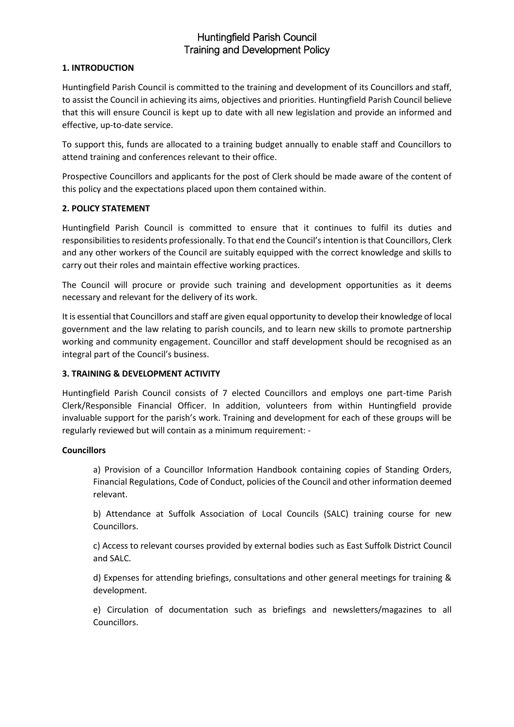# Huntingfield Parish Council
# Training and Development Policy

## 1. INTRODUCTION

Huntingfield Parish Council is committed to the training and development of its Councillors and staff, to assist the Council in achieving its aims, objectives and priorities. Huntingfield Parish Council believe that this will ensure Council is kept up to date with all new legislation and provide an informed and effective, up-to-date service.

To support this, funds are allocated to a training budget annually to enable staff and Councillors to attend training and conferences relevant to their office.

Prospective Councillors and applicants for the post of Clerk should be made aware of the content of this policy and the expectations placed upon them contained within.

## 2. POLICY STATEMENT

Huntingfield Parish Council is committed to ensure that it continues to fulfil its duties and responsibilities to residents professionally. To that end the Council's intention is that Councillors, Clerk and any other workers of the Council are suitably equipped with the correct knowledge and skills to carry out their roles and maintain effective working practices.

The Council will procure or provide such training and development opportunities as it deems necessary and relevant for the delivery of its work.

It is essential that Councillors and staff are given equal opportunity to develop their knowledge of local government and the law relating to parish councils, and to learn new skills to promote partnership working and community engagement. Councillor and staff development should be recognised as an integral part of the Council's business.

## 3. TRAINING & DEVELOPMENT ACTIVITY

Huntingfield Parish Council consists of 7 elected Councillors and employs one part-time Parish Clerk/Responsible Financial Officer. In addition, volunteers from within Huntingfield provide invaluable support for the parish's work. Training and development for each of these groups will be regularly reviewed but will contain as a minimum requirement: -

**Councillors**

a) Provision of a Councillor Information Handbook containing copies of Standing Orders, Financial Regulations, Code of Conduct, policies of the Council and other information deemed relevant.

b) Attendance at Suffolk Association of Local Councils (SALC) training course for new Councillors.

c) Access to relevant courses provided by external bodies such as East Suffolk District Council and SALC.

d) Expenses for attending briefings, consultations and other general meetings for training & development.

e) Circulation of documentation such as briefings and newsletters/magazines to all Councillors.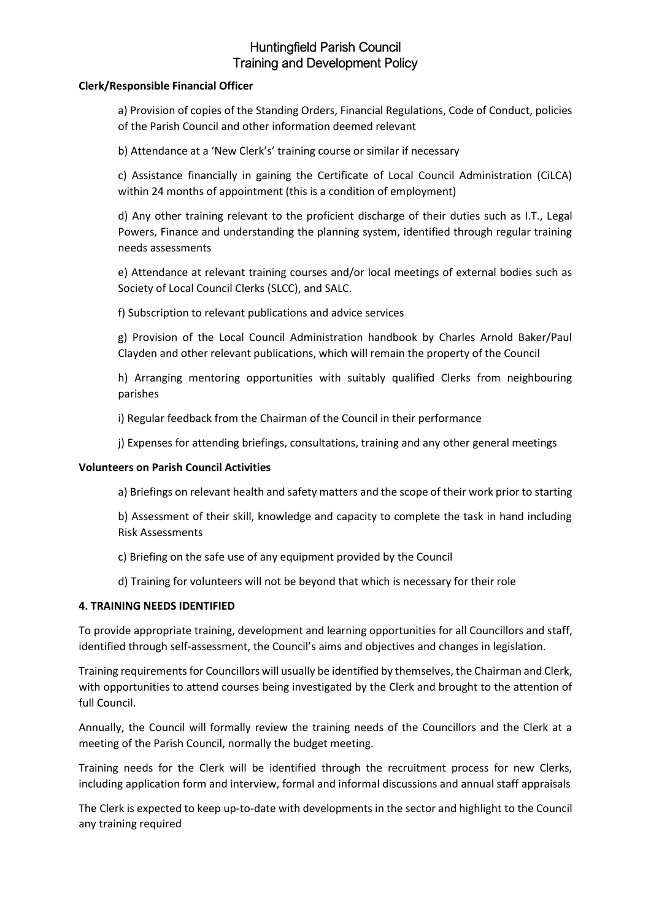**Clerk/Responsible Financial Officer**

a) Provision of copies of the Standing Orders, Financial Regulations, Code of Conduct, policies of the Parish Council and other information deemed relevant

b) Attendance at a 'New Clerk's' training course or similar if necessary

c) Assistance financially in gaining the Certificate of Local Council Administration (CiLCA) within 24 months of appointment (this is a condition of employment)

d) Any other training relevant to the proficient discharge of their duties such as I.T., Legal Powers, Finance and understanding the planning system, identified through regular training needs assessments

e) Attendance at relevant training courses and/or local meetings of external bodies such as Society of Local Council Clerks (SLCC), and SALC.

f) Subscription to relevant publications and advice services

g) Provision of the Local Council Administration handbook by Charles Arnold Baker/Paul Clayden and other relevant publications, which will remain the property of the Council

h) Arranging mentoring opportunities with suitably qualified Clerks from neighbouring parishes

i) Regular feedback from the Chairman of the Council in their performance

j) Expenses for attending briefings, consultations, training and any other general meetings

**Volunteers on Parish Council Activities**

a) Briefings on relevant health and safety matters and the scope of their work prior to starting

b) Assessment of their skill, knowledge and capacity to complete the task in hand including Risk Assessments

c) Briefing on the safe use of any equipment provided by the Council

d) Training for volunteers will not be beyond that which is necessary for their role

**4. TRAINING NEEDS IDENTIFIED**

To provide appropriate training, development and learning opportunities for all Councillors and staff, identified through self-assessment, the Council's aims and objectives and changes in legislation.

Training requirements for Councillors will usually be identified by themselves, the Chairman and Clerk, with opportunities to attend courses being investigated by the Clerk and brought to the attention of full Council.

Annually, the Council will formally review the training needs of the Councillors and the Clerk at a meeting of the Parish Council, normally the budget meeting.

Training needs for the Clerk will be identified through the recruitment process for new Clerks, including application form and interview, formal and informal discussions and annual staff appraisals

The Clerk is expected to keep up-to-date with developments in the sector and highlight to the Council any training required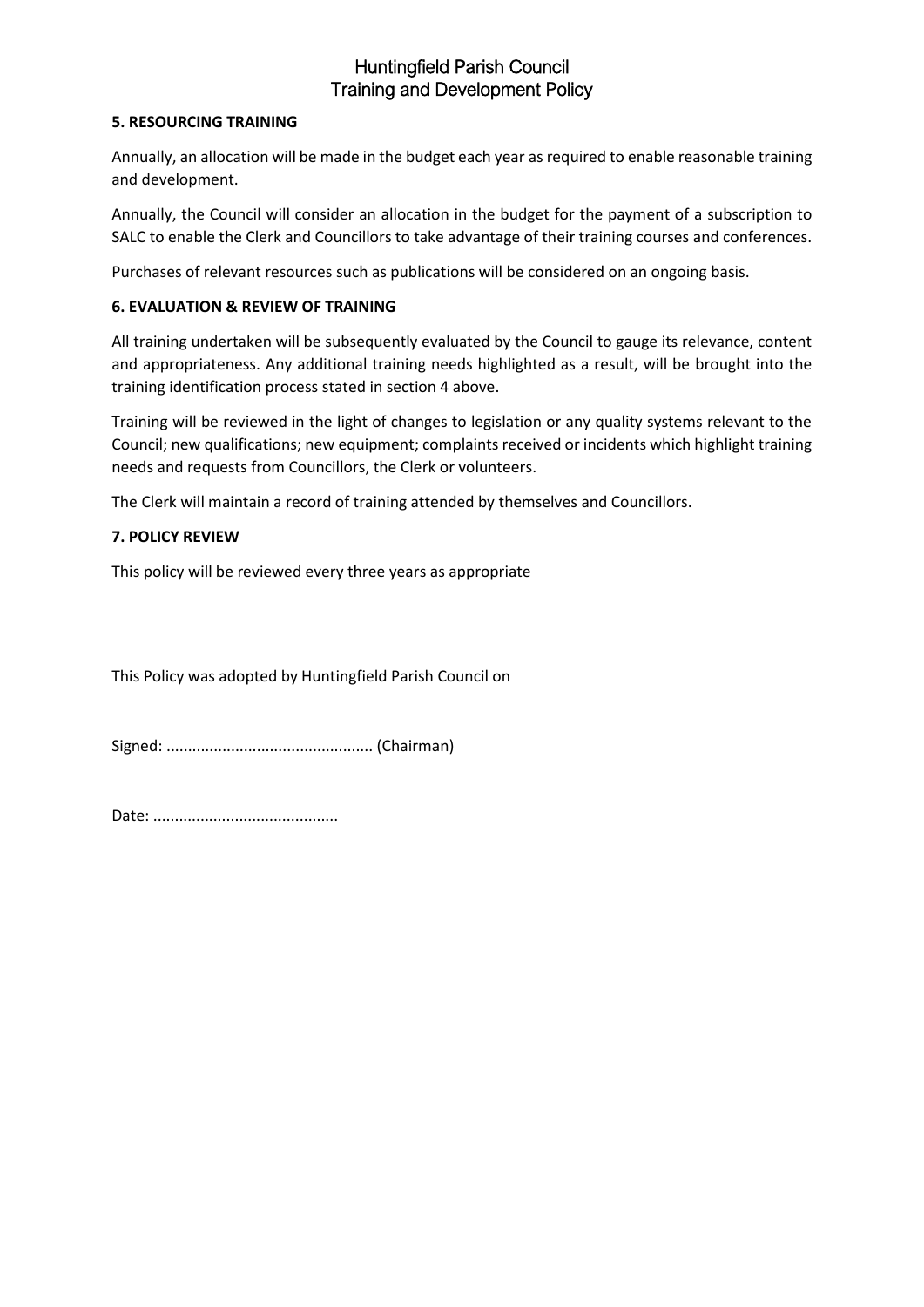### 5. RESOURCING TRAINING

Annually, an allocation will be made in the budget each year as required to enable reasonable training and development.

Annually, the Council will consider an allocation in the budget for the payment of a subscription to SALC to enable the Clerk and Councillors to take advantage of their training courses and conferences.

Purchases of relevant resources such as publications will be considered on an ongoing basis.

### 6. EVALUATION & REVIEW OF TRAINING

All training undertaken will be subsequently evaluated by the Council to gauge its relevance, content and appropriateness. Any additional training needs highlighted as a result, will be brought into the training identification process stated in section 4 above.

Training will be reviewed in the light of changes to legislation or any quality systems relevant to the Council; new qualifications; new equipment; complaints received or incidents which highlight training needs and requests from Councillors, the Clerk or volunteers.

The Clerk will maintain a record of training attended by themselves and Councillors.

### 7. POLICY REVIEW

This policy will be reviewed every three years as appropriate

This Policy was adopted by Huntingfield Parish Council on

Signed: ................................................ (Chairman)

Date: ..........................................